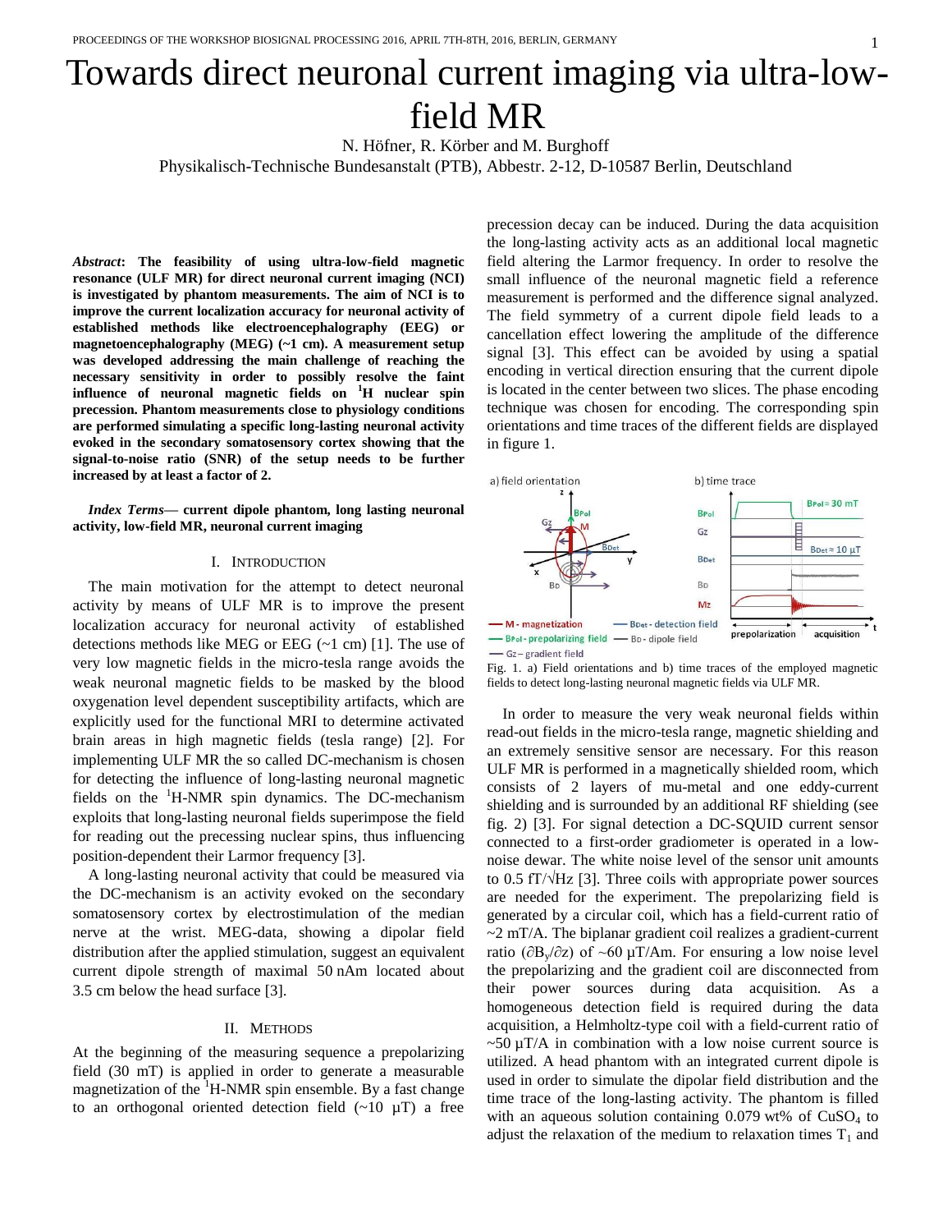# Towards direct neuronal current imaging via ultra-low-field MR

N. Höfner, R. Körber and M. Burghoff

Physikalisch-Technische Bundesanstalt (PTB), Abbestr. 2-12, D-10587 Berlin, Deutschland

***Abstract*: The feasibility of using ultra-low-field magnetic resonance (ULF MR) for direct neuronal current imaging (NCI) is investigated by phantom measurements. The aim of NCI is to improve the current localization accuracy for neuronal activity of established methods like electroencephalography (EEG) or magnetoencephalography (MEG) (~1 cm). A measurement setup was developed addressing the main challenge of reaching the necessary sensitivity in order to possibly resolve the faint influence of neuronal magnetic fields on $^{1}$H nuclear spin precession. Phantom measurements close to physiology conditions are performed simulating a specific long-lasting neuronal activity evoked in the secondary somatosensory cortex showing that the signal-to-noise ratio (SNR) of the setup needs to be further increased by at least a factor of 2.**

***Index Terms*— current dipole phantom, long lasting neuronal activity, low-field MR, neuronal current imaging**

## I. Introduction

The main motivation for the attempt to detect neuronal activity by means of ULF MR is to improve the present localization accuracy for neuronal activity of established detections methods like MEG or EEG (~1 cm) [1]. The use of very low magnetic fields in the micro-tesla range avoids the weak neuronal magnetic fields to be masked by the blood oxygenation level dependent susceptibility artifacts, which are explicitly used for the functional MRI to determine activated brain areas in high magnetic fields (tesla range) [2]. For implementing ULF MR the so called DC-mechanism is chosen for detecting the influence of long-lasting neuronal magnetic fields on the $^{1}$H-NMR spin dynamics. The DC-mechanism exploits that long-lasting neuronal fields superimpose the field for reading out the precessing nuclear spins, thus influencing position-dependent their Larmor frequency [3].

A long-lasting neuronal activity that could be measured via the DC-mechanism is an activity evoked on the secondary somatosensory cortex by electrostimulation of the median nerve at the wrist. MEG-data, showing a dipolar field distribution after the applied stimulation, suggest an equivalent current dipole strength of maximal 50 nAm located about 3.5 cm below the head surface [3].

## II. Methods

At the beginning of the measuring sequence a prepolarizing field (30 mT) is applied in order to generate a measurable magnetization of the $^{1}$H-NMR spin ensemble. By a fast change to an orthogonal oriented detection field (~10 µT) a free precession decay can be induced. During the data acquisition the long-lasting activity acts as an additional local magnetic field altering the Larmor frequency. In order to resolve the small influence of the neuronal magnetic field a reference measurement is performed and the difference signal analyzed. The field symmetry of a current dipole field leads to a cancellation effect lowering the amplitude of the difference signal [3]. This effect can be avoided by using a spatial encoding in vertical direction ensuring that the current dipole is located in the center between two slices. The phase encoding technique was chosen for encoding. The corresponding spin orientations and time traces of the different fields are displayed in figure 1.

Fig. 1. a) Field orientations and b) time traces of the employed magnetic fields to detect long-lasting neuronal magnetic fields via ULF MR.

In order to measure the very weak neuronal fields within read-out fields in the micro-tesla range, magnetic shielding and an extremely sensitive sensor are necessary. For this reason ULF MR is performed in a magnetically shielded room, which consists of 2 layers of mu-metal and one eddy-current shielding and is surrounded by an additional RF shielding (see fig. 2) [3]. For signal detection a DC-SQUID current sensor connected to a first-order gradiometer is operated in a low-noise dewar. The white noise level of the sensor unit amounts to 0.5 fT/√Hz [3]. Three coils with appropriate power sources are needed for the experiment. The prepolarizing field is generated by a circular coil, which has a field-current ratio of ~2 mT/A. The biplanar gradient coil realizes a gradient-current ratio ($\partial B_y/\partial z$) of ~60 µT/Am. For ensuring a low noise level the prepolarizing and the gradient coil are disconnected from their power sources during data acquisition. As a homogeneous detection field is required during the data acquisition, a Helmholtz-type coil with a field-current ratio of ~50 µT/A in combination with a low noise current source is utilized. A head phantom with an integrated current dipole is used in order to simulate the dipolar field distribution and the time trace of the long-lasting activity. The phantom is filled with an aqueous solution containing 0.079 wt% of $CuSO_4$ to adjust the relaxation of the medium to relaxation times $T_1$ and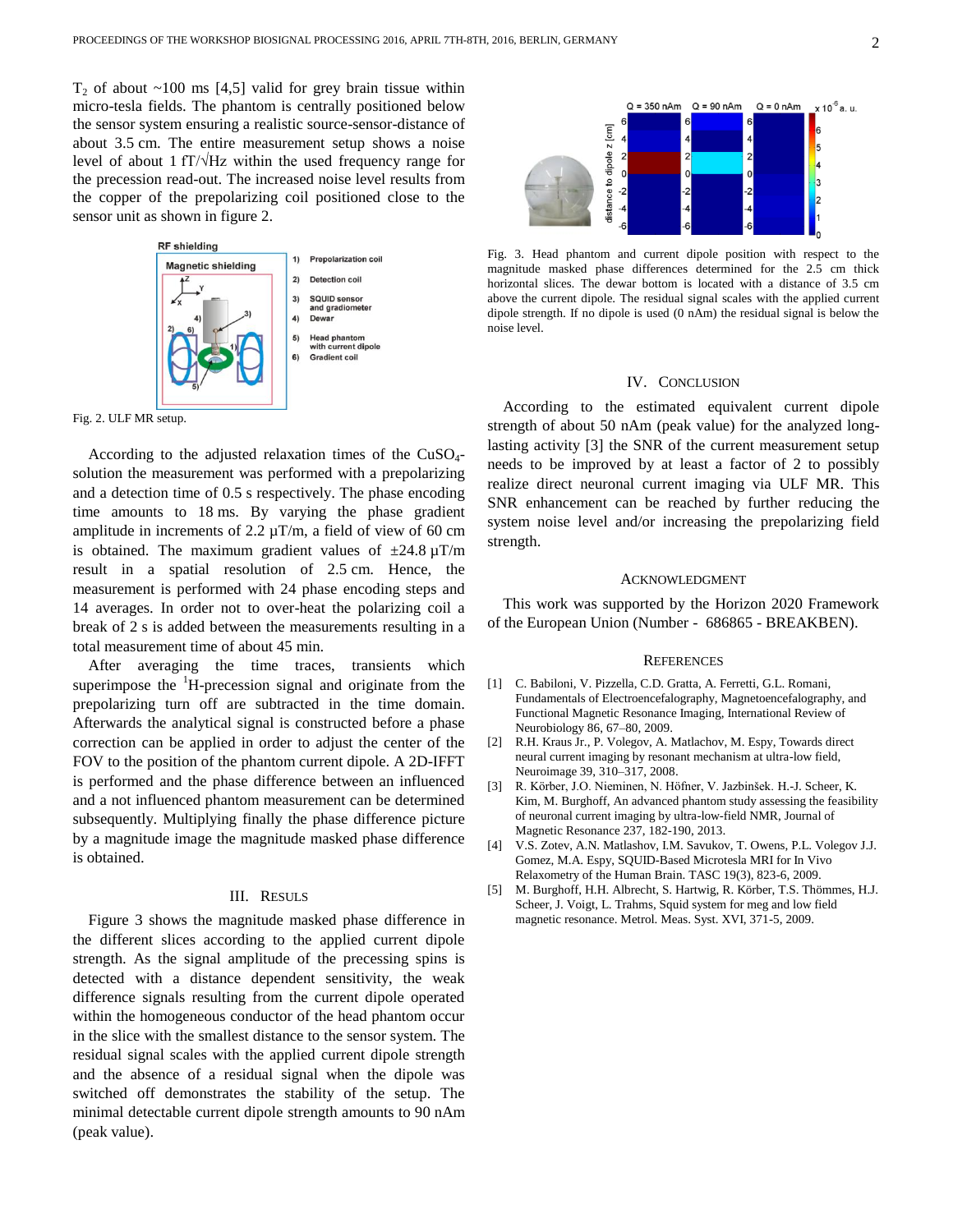$T_2$ of about ~100 ms [4,5] valid for grey brain tissue within micro-tesla fields. The phantom is centrally positioned below the sensor system ensuring a realistic source-sensor-distance of about 3.5 cm. The entire measurement setup shows a noise level of about 1 fT/√Hz within the used frequency range for the precession read-out. The increased noise level results from the copper of the prepolarizing coil positioned close to the sensor unit as shown in figure 2.

RF shielding

Magnetic shielding

1) Prepolarization coil
2) Detection coil
3) SQUID sensor and gradiometer
4) Dewar
5) Head phantom with current dipole
6) Gradient coil

Fig. 2. ULF MR setup.

According to the adjusted relaxation times of the $CuSO_4$-solution the measurement was performed with a prepolarizing and a detection time of 0.5 s respectively. The phase encoding time amounts to 18 ms. By varying the phase gradient amplitude in increments of 2.2 µT/m, a field of view of 60 cm is obtained. The maximum gradient values of ±24.8 µT/m result in a spatial resolution of 2.5 cm. Hence, the measurement is performed with 24 phase encoding steps and 14 averages. In order not to over-heat the polarizing coil a break of 2 s is added between the measurements resulting in a total measurement time of about 45 min.

After averaging the time traces, transients which superimpose the $^1$H-precession signal and originate from the prepolarizing turn off are subtracted in the time domain. Afterwards the analytical signal is constructed before a phase correction can be applied in order to adjust the center of the FOV to the position of the phantom current dipole. A 2D-IFFT is performed and the phase difference between an influenced and a not influenced phantom measurement can be determined subsequently. Multiplying finally the phase difference picture by a magnitude image the magnitude masked phase difference is obtained.

## III. Resuls

Figure 3 shows the magnitude masked phase difference in the different slices according to the applied current dipole strength. As the signal amplitude of the precessing spins is detected with a distance dependent sensitivity, the weak difference signals resulting from the current dipole operated within the homogeneous conductor of the head phantom occur in the slice with the smallest distance to the sensor system. The residual signal scales with the applied current dipole strength and the absence of a residual signal when the dipole was switched off demonstrates the stability of the setup. The minimal detectable current dipole strength amounts to 90 nAm (peak value).

Q = 350 nAm
Q = 90 nAm
Q = 0 nAm
x 10$^{-6}$ a. u.
distance to dipole z [cm]
6
4
2
0
-2
-4
-6

Fig. 3. Head phantom and current dipole position with respect to the magnitude masked phase differences determined for the 2.5 cm thick horizontal slices. The dewar bottom is located with a distance of 3.5 cm above the current dipole. The residual signal scales with the applied current dipole strength. If no dipole is used (0 nAm) the residual signal is below the noise level.

## IV. Conclusion

According to the estimated equivalent current dipole strength of about 50 nAm (peak value) for the analyzed long-lasting activity [3] the SNR of the current measurement setup needs to be improved by at least a factor of 2 to possibly realize direct neuronal current imaging via ULF MR. This SNR enhancement can be reached by further reducing the system noise level and/or increasing the prepolarizing field strength.

## Acknowledgment

This work was supported by the Horizon 2020 Framework of the European Union (Number - 686865 - BREAKBEN).

## References

[1] C. Babiloni, V. Pizzella, C.D. Gratta, A. Ferretti, G.L. Romani, Fundamentals of Electroencefalography, Magnetoencefalography, and Functional Magnetic Resonance Imaging, International Review of Neurobiology 86, 67–80, 2009.

[2] R.H. Kraus Jr., P. Volegov, A. Matlachov, M. Espy, Towards direct neural current imaging by resonant mechanism at ultra-low field, Neuroimage 39, 310–317, 2008.

[3] R. Körber, J.O. Nieminen, N. Höfner, V. Jazbinšek. H.-J. Scheer, K. Kim, M. Burghoff, An advanced phantom study assessing the feasibility of neuronal current imaging by ultra-low-field NMR, Journal of Magnetic Resonance 237, 182-190, 2013.

[4] V.S. Zotev, A.N. Matlashov, I.M. Savukov, T. Owens, P.L. Volegov J.J. Gomez, M.A. Espy, SQUID-Based Microtesla MRI for In Vivo Relaxometry of the Human Brain. TASC 19(3), 823-6, 2009.

[5] M. Burghoff, H.H. Albrecht, S. Hartwig, R. Körber, T.S. Thömmes, H.J. Scheer, J. Voigt, L. Trahms, Squid system for meg and low field magnetic resonance. Metrol. Meas. Syst. XVI, 371-5, 2009.